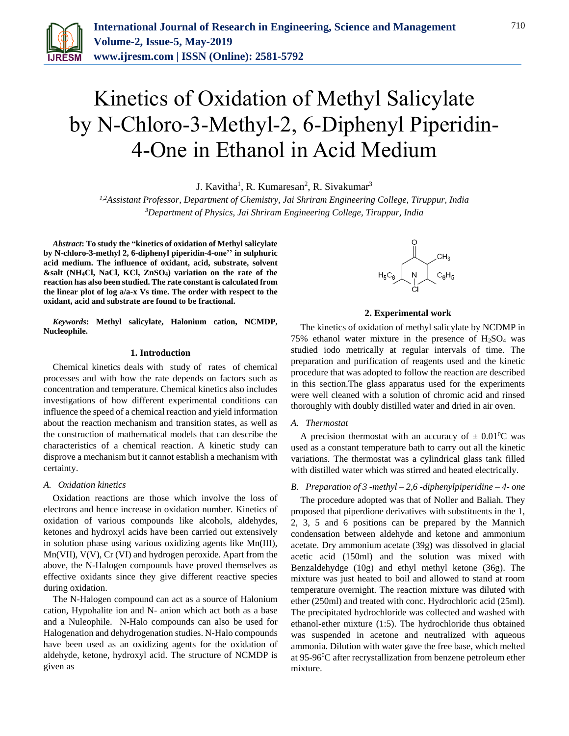# Kinetics of Oxidation of Methyl Salicylate by N-Chloro-3-Methyl-2, 6-Diphenyl Piperidin-4-One in Ethanol in Acid Medium

J. Kavitha[1], R. Kumaresan[2], R. Sivakumar[3]

[1,2]Assistant Professor, Department of Chemistry, Jai Shriram Engineering College, Tiruppur, India
[3]Department of Physics, Jai Shriram Engineering College, Tiruppur, India

***Abstract*: To study the "kinetics of oxidation of Methyl salicylate by N-chloro-3-methyl 2, 6-diphenyl piperidin-4-one'' in sulphuric acid medium. The influence of oxidant, acid, substrate, solvent &salt ($NH_4Cl$, NaCl, KCl, $ZnSO_4$) variation on the rate of the reaction has also been studied. The rate constant is calculated from the linear plot of log a/a-x Vs time. The order with respect to the oxidant, acid and substrate are found to be fractional.**

***Keywords*: Methyl salicylate, Halonium cation, NCMDP, Nucleophile.**

## 1. Introduction

Chemical kinetics deals with study of rates of chemical processes and with how the rate depends on factors such as concentration and temperature. Chemical kinetics also includes investigations of how different experimental conditions can influence the speed of a chemical reaction and yield information about the reaction mechanism and transition states, as well as the construction of mathematical models that can describe the characteristics of a chemical reaction. A kinetic study can disprove a mechanism but it cannot establish a mechanism with certainty.

### *A. Oxidation kinetics*

Oxidation reactions are those which involve the loss of electrons and hence increase in oxidation number. Kinetics of oxidation of various compounds like alcohols, aldehydes, ketones and hydroxyl acids have been carried out extensively in solution phase using various oxidizing agents like Mn(III), Mn(VII), V(V), Cr (VI) and hydrogen peroxide. Apart from the above, the N-Halogen compounds have proved themselves as effective oxidants since they give different reactive species during oxidation.

The N-Halogen compound can act as a source of Halonium cation, Hypohalite ion and N- anion which act both as a base and a Nuleophile. N-Halo compounds can also be used for Halogenation and dehydrogenation studies. N-Halo compounds have been used as an oxidizing agents for the oxidation of aldehyde, ketone, hydroxyl acid. The structure of NCMDP is given as

O, $CH_3$, $H_5C_6$, N, $C_6H_5$, Cl

## 2. Experimental work

The kinetics of oxidation of methyl salicylate by NCDMP in 75% ethanol water mixture in the presence of $H_2SO_4$ was studied iodo metrically at regular intervals of time. The preparation and purification of reagents used and the kinetic procedure that was adopted to follow the reaction are described in this section.The glass apparatus used for the experiments were well cleaned with a solution of chromic acid and rinsed thoroughly with doubly distilled water and dried in air oven.

### *A. Thermostat*

A precision thermostat with an accuracy of $\pm$ 0.01$^0$C was used as a constant temperature bath to carry out all the kinetic variations. The thermostat was a cylindrical glass tank filled with distilled water which was stirred and heated electrically.

### *B. Preparation of 3 -methyl – 2,6 -diphenylpiperidine – 4- one*

The procedure adopted was that of Noller and Baliah. They proposed that piperdione derivatives with substituents in the 1, 2, 3, 5 and 6 positions can be prepared by the Mannich condensation between aldehyde and ketone and ammonium acetate. Dry ammonium acetate (39g) was dissolved in glacial acetic acid (150ml) and the solution was mixed with Benzaldehydge (10g) and ethyl methyl ketone (36g). The mixture was just heated to boil and allowed to stand at room temperature overnight. The reaction mixture was diluted with ether (250ml) and treated with conc. Hydrochloric acid (25ml). The precipitated hydrochloride was collected and washed with ethanol-ether mixture (1:5). The hydrochloride thus obtained was suspended in acetone and neutralized with aqueous ammonia. Dilution with water gave the free base, which melted at 95-96$^0$C after recrystallization from benzene petroleum ether mixture.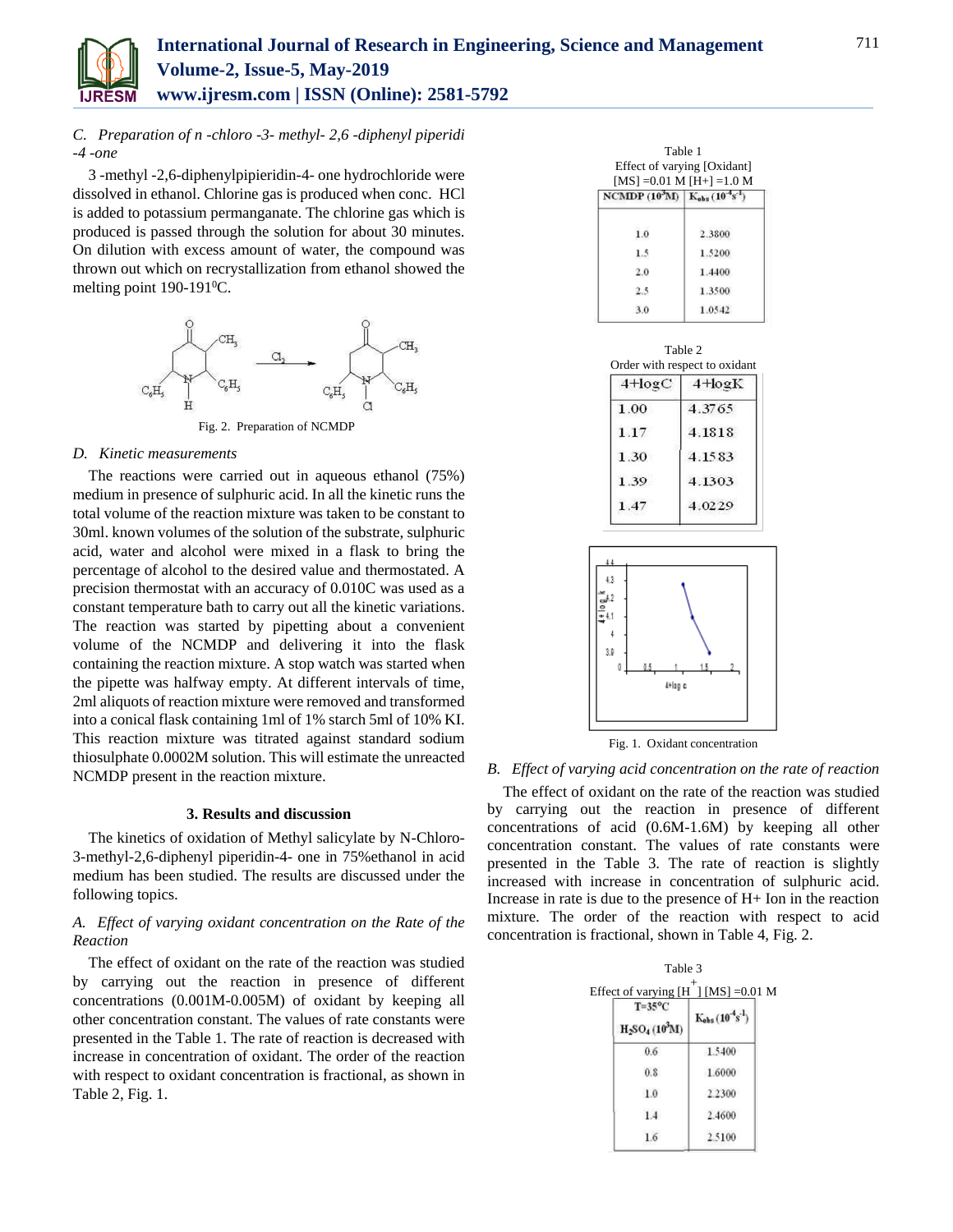### C. *Preparation of n -chloro -3- methyl- 2,6 -diphenyl piperidi -4 -one*

3 -methyl -2,6-diphenylpipieridin-4- one hydrochloride were dissolved in ethanol. Chlorine gas is produced when conc. HCl is added to potassium permanganate. The chlorine gas which is produced is passed through the solution for about 30 minutes. On dilution with excess amount of water, the compound was thrown out which on recrystallization from ethanol showed the melting point 190-191$^0$C.

Fig. 2. Preparation of NCMDP

### D. *Kinetic measurements*

The reactions were carried out in aqueous ethanol (75%) medium in presence of sulphuric acid. In all the kinetic runs the total volume of the reaction mixture was taken to be constant to 30ml. known volumes of the solution of the substrate, sulphuric acid, water and alcohol were mixed in a flask to bring the percentage of alcohol to the desired value and thermostated. A precision thermostat with an accuracy of 0.010C was used as a constant temperature bath to carry out all the kinetic variations. The reaction was started by pipetting about a convenient volume of the NCMDP and delivering it into the flask containing the reaction mixture. A stop watch was started when the pipette was halfway empty. At different intervals of time, 2ml aliquots of reaction mixture were removed and transformed into a conical flask containing 1ml of 1% starch 5ml of 10% KI. This reaction mixture was titrated against standard sodium thiosulphate 0.0002M solution. This will estimate the unreacted NCMDP present in the reaction mixture.

## 3. Results and discussion

The kinetics of oxidation of Methyl salicylate by N-Chloro-3-methyl-2,6-diphenyl piperidin-4- one in 75%ethanol in acid medium has been studied. The results are discussed under the following topics.

### A. *Effect of varying oxidant concentration on the Rate of the Reaction*

The effect of oxidant on the rate of the reaction was studied by carrying out the reaction in presence of different concentrations (0.001M-0.005M) of oxidant by keeping all other concentration constant. The values of rate constants were presented in the Table 1. The rate of reaction is decreased with increase in concentration of oxidant. The order of the reaction with respect to oxidant concentration is fractional, as shown in Table 2, Fig. 1.

Table 1
Effect of varying [Oxidant]
[MS] =0.01 M [H+] =1.0 M

| NCMDP ($10^3$M) | $K_{obs}$ ($10^{-4}s^{-1}$) |
|---|---|
| 1.0 | 2.3800 |
| 1.5 | 1.5200 |
| 2.0 | 1.4400 |
| 2.5 | 1.3500 |
| 3.0 | 1.0542 |

Table 2
Order with respect to oxidant

| 4+logC | 4+logK |
|---|---|
| 1.00 | 4.3765 |
| 1.17 | 4.1818 |
| 1.30 | 4.1583 |
| 1.39 | 4.1303 |
| 1.47 | 4.0229 |

Fig. 1. Oxidant concentration

### B. *Effect of varying acid concentration on the rate of reaction*

The effect of oxidant on the rate of the reaction was studied by carrying out the reaction in presence of different concentrations of acid (0.6M-1.6M) by keeping all other concentration constant. The values of rate constants were presented in the Table 3. The rate of reaction is slightly increased with increase in concentration of sulphuric acid. Increase in rate is due to the presence of H+ Ion in the reaction mixture. The order of the reaction with respect to acid concentration is fractional, shown in Table 4, Fig. 2.

Table 3
Effect of varying [$H^+$] [MS] =0.01 M

| T=35°C $H_2SO_4$ ($10^3$M) | $K_{obs}$ ($10^{-4}s^{-1}$) |
|---|---|
| 0.6 | 1.5400 |
| 0.8 | 1.6000 |
| 1.0 | 2.2300 |
| 1.4 | 2.4600 |
| 1.6 | 2.5100 |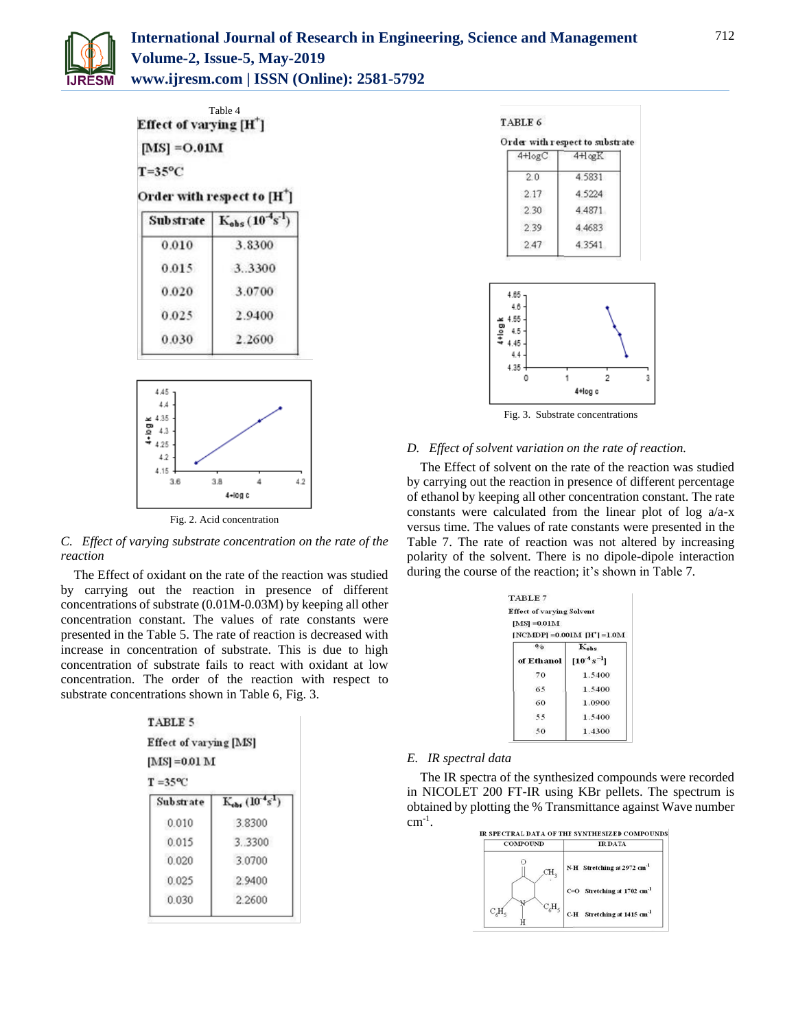Table 4

**Effect of varying $[H^+]$**

**[MS] =0.01M**

**T=35°C**

**Order with respect to $[H^+]$**

| Substrate | $K_{obs}$ ($10^{-4}s^{-1}$) |
|---|---|
| 0.010 | 3.8300 |
| 0.015 | 3..3300 |
| 0.020 | 3.0700 |
| 0.025 | 2.9400 |
| 0.030 | 2.2600 |

Fig. 2. Acid concentration

### *C. Effect of varying substrate concentration on the rate of the reaction*

The Effect of oxidant on the rate of the reaction was studied by carrying out the reaction in presence of different concentrations of substrate (0.01M-0.03M) by keeping all other concentration constant. The values of rate constants were presented in the Table 5. The rate of reaction is decreased with increase in concentration of substrate. This is due to high concentration of substrate fails to react with oxidant at low concentration. The order of the reaction with respect to substrate concentrations shown in Table 6, Fig. 3.

TABLE 5

Effect of varying [MS]

[MS] =0.01 M

T =35°C

| Substrate | $K_{obs}$ ($10^{-4}s^{-1}$) |
|---|---|
| 0.010 | 3.8300 |
| 0.015 | 3..3300 |
| 0.020 | 3.0700 |
| 0.025 | 2.9400 |
| 0.030 | 2.2600 |

TABLE 6

Order with respect to substrate

| 4+logC | 4+logK |
|---|---|
| 2.0 | 4.5831 |
| 2.17 | 4.5224 |
| 2.30 | 4.4871 |
| 2.39 | 4.4683 |
| 2.47 | 4.3541 |

Fig. 3. Substrate concentrations

### *D. Effect of solvent variation on the rate of reaction.*

The Effect of solvent on the rate of the reaction was studied by carrying out the reaction in presence of different percentage of ethanol by keeping all other concentration constant. The rate constants were calculated from the linear plot of log a/a-x versus time. The values of rate constants were presented in the Table 7. The rate of reaction was not altered by increasing polarity of the solvent. There is no dipole-dipole interaction during the course of the reaction; it's shown in Table 7.

TABLE 7

Effect of varying Solvent

[MS] =0.01M

[NCMDP] =0.001M $[H^+]$ =1.0M

| % of Ethanol | $K_{obs}$ [$10^{-4}s^{-1}$] |
|---|---|
| 70 | 1.5400 |
| 65 | 1.5400 |
| 60 | 1.0900 |
| 55 | 1.5400 |
| 50 | 1.4300 |

### *E. IR spectral data*

The IR spectra of the synthesized compounds were recorded in NICOLET 200 FT-IR using KBr pellets. The spectrum is obtained by plotting the % Transmittance against Wave number $cm^{-1}$.

IR SPECTRAL DATA OF THE SYNTHESIZED COMPOUNDS

| COMPOUND | IR DATA |
|---|---|
| 3-methyl-2,6-diphenylpiperidin-4-one ($C_6H_5$, $CH_3$, N-H) | N-H Stretching at 2972 $cm^{-1}$<br>C=O Stretching at 1702 $cm^{-1}$<br>C-H Stretching at 1415 $cm^{-1}$ |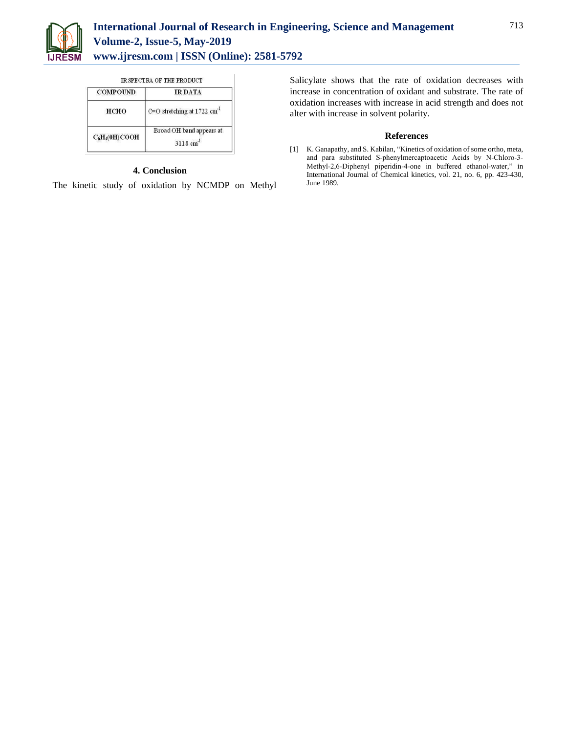IR SPECTRA OF THE PRODUCT

| COMPOUND | IR DATA |
|---|---|
| HCHO | C=O stretching at 1722 $cm^{-1}$ |
| $C_6H_4(0H)COOH$ | Broad OH band appears at 3118 $cm^{-1}$ |

## 4. Conclusion

The kinetic study of oxidation by NCMDP on Methyl Salicylate shows that the rate of oxidation decreases with increase in concentration of oxidant and substrate. The rate of oxidation increases with increase in acid strength and does not alter with increase in solvent polarity.

## References

[1] K. Ganapathy, and S. Kabilan, "Kinetics of oxidation of some ortho, meta, and para substituted S-phenylmercaptoacetic Acids by N-Chloro-3-Methyl-2,6-Diphenyl piperidin-4-one in buffered ethanol-water," in International Journal of Chemical kinetics, vol. 21, no. 6, pp. 423-430, June 1989.